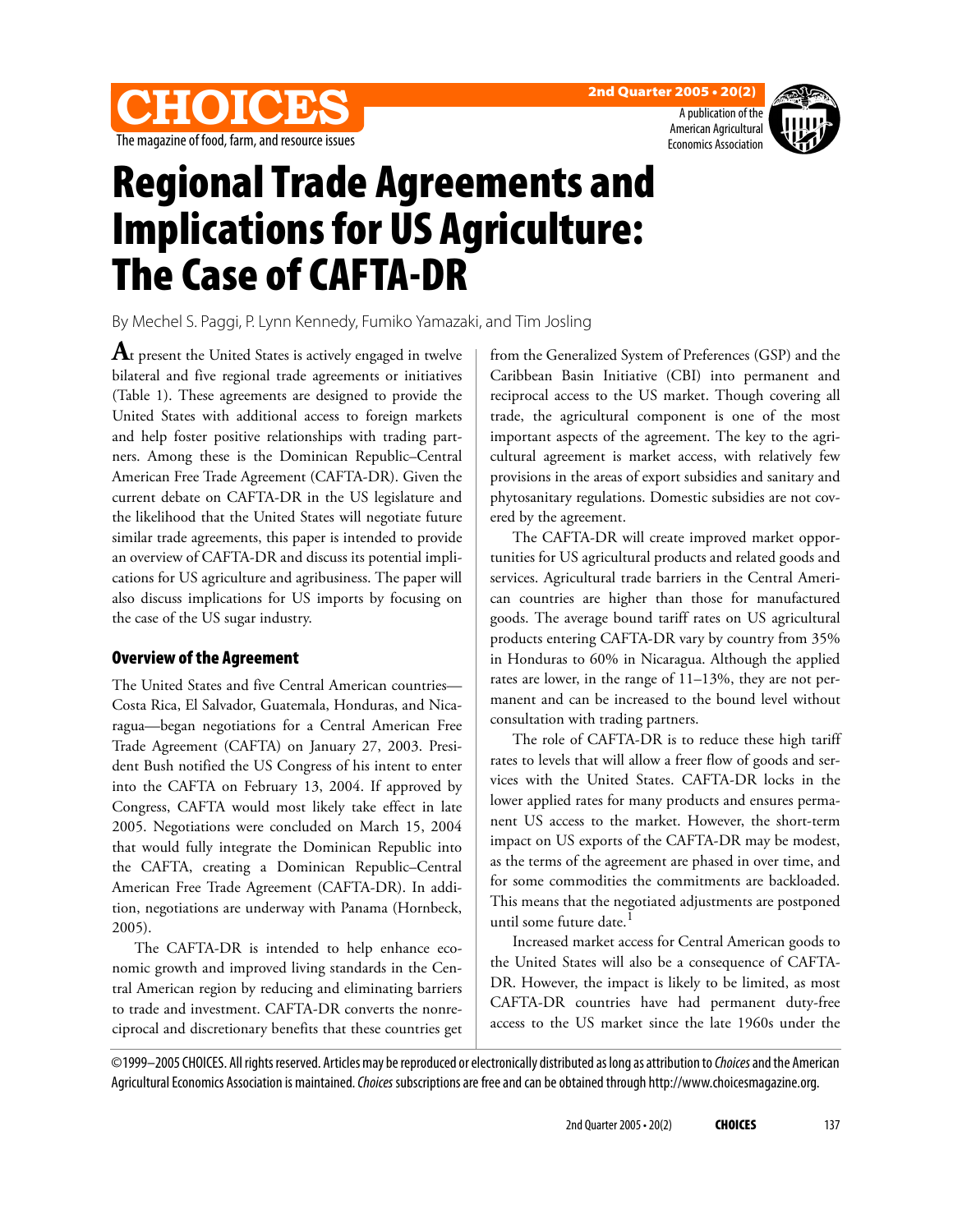# Regional Trade Agreements and Implications for US Agriculture: The Case of CAFTA-DR

By Mechel S. Paggi, P. Lynn Kennedy, Fumiko Yamazaki, and Tim Josling

At present the United States is actively engaged in twelve bilateral and five regional trade agreements or initiatives (Table 1). These agreements are designed to provide the United States with additional access to foreign markets and help foster positive relationships with trading partners. Among these is the Dominican Republic–Central American Free Trade Agreement (CAFTA-DR). Given the current debate on CAFTA-DR in the US legislature and the likelihood that the United States will negotiate future similar trade agreements, this paper is intended to provide an overview of CAFTA-DR and discuss its potential implications for US agriculture and agribusiness. The paper will also discuss implications for US imports by focusing on the case of the US sugar industry.

## Overview of the Agreement

The United States and five Central American countries—Costa Rica, El Salvador, Guatemala, Honduras, and Nicaragua—began negotiations for a Central American Free Trade Agreement (CAFTA) on January 27, 2003. President Bush notified the US Congress of his intent to enter into the CAFTA on February 13, 2004. If approved by Congress, CAFTA would most likely take effect in late 2005. Negotiations were concluded on March 15, 2004 that would fully integrate the Dominican Republic into the CAFTA, creating a Dominican Republic–Central American Free Trade Agreement (CAFTA-DR). In addition, negotiations are underway with Panama (Hornbeck, 2005).

The CAFTA-DR is intended to help enhance economic growth and improved living standards in the Central American region by reducing and eliminating barriers to trade and investment. CAFTA-DR converts the nonreciprocal and discretionary benefits that these countries get from the Generalized System of Preferences (GSP) and the Caribbean Basin Initiative (CBI) into permanent and reciprocal access to the US market. Though covering all trade, the agricultural component is one of the most important aspects of the agreement. The key to the agricultural agreement is market access, with relatively few provisions in the areas of export subsidies and sanitary and phytosanitary regulations. Domestic subsidies are not covered by the agreement.

The CAFTA-DR will create improved market opportunities for US agricultural products and related goods and services. Agricultural trade barriers in the Central American countries are higher than those for manufactured goods. The average bound tariff rates on US agricultural products entering CAFTA-DR vary by country from 35% in Honduras to 60% in Nicaragua. Although the applied rates are lower, in the range of 11–13%, they are not permanent and can be increased to the bound level without consultation with trading partners.

The role of CAFTA-DR is to reduce these high tariff rates to levels that will allow a freer flow of goods and services with the United States. CAFTA-DR locks in the lower applied rates for many products and ensures permanent US access to the market. However, the short-term impact on US exports of the CAFTA-DR may be modest, as the terms of the agreement are phased in over time, and for some commodities the commitments are backloaded. This means that the negotiated adjustments are postponed until some future date.[1]

Increased market access for Central American goods to the United States will also be a consequence of CAFTA-DR. However, the impact is likely to be limited, as most CAFTA-DR countries have had permanent duty-free access to the US market since the late 1960s under the

©1999–2005 CHOICES. All rights reserved. Articles may be reproduced or electronically distributed as long as attribution to *Choices* and the American Agricultural Economics Association is maintained. *Choices* subscriptions are free and can be obtained through http://www.choicesmagazine.org.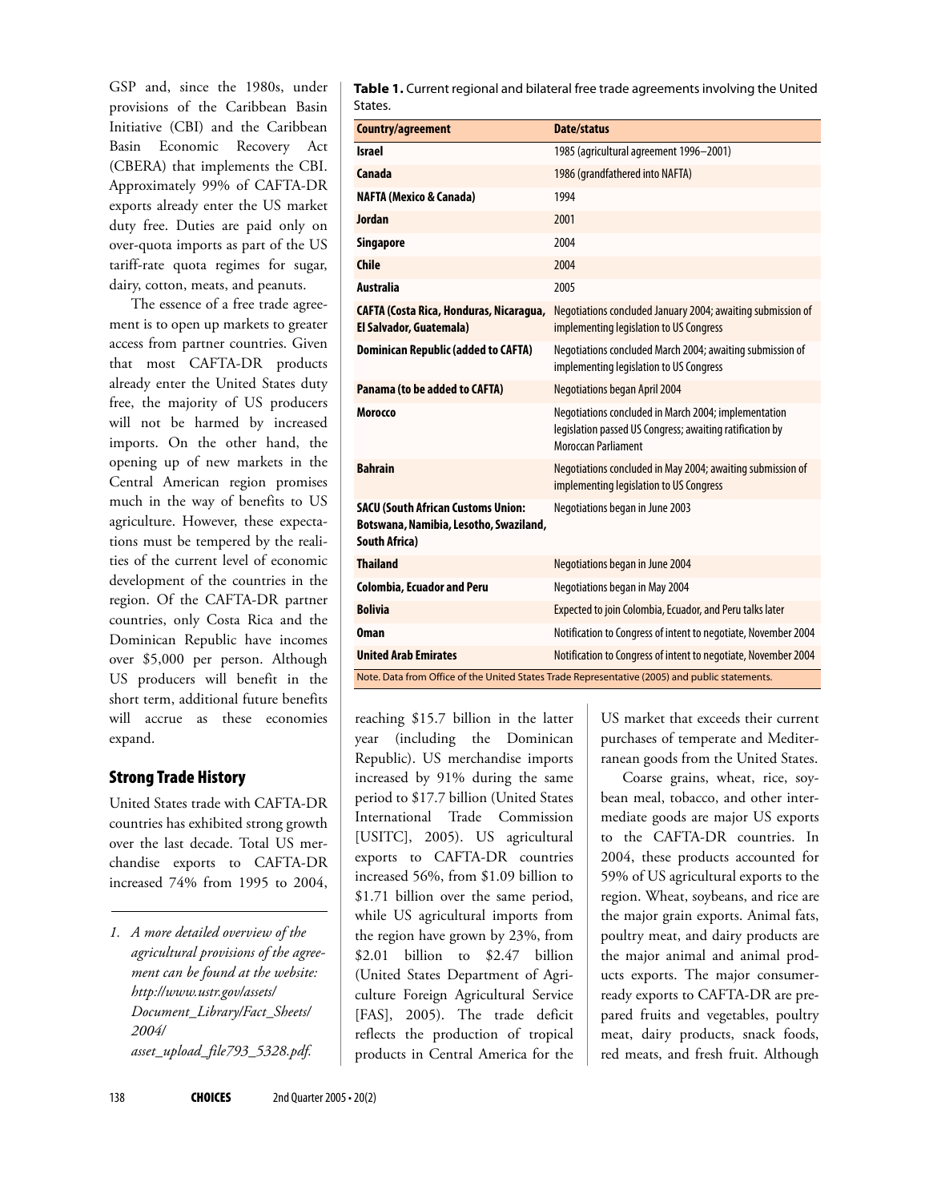GSP and, since the 1980s, under provisions of the Caribbean Basin Initiative (CBI) and the Caribbean Basin Economic Recovery Act (CBERA) that implements the CBI. Approximately 99% of CAFTA-DR exports already enter the US market duty free. Duties are paid only on over-quota imports as part of the US tariff-rate quota regimes for sugar, dairy, cotton, meats, and peanuts.

The essence of a free trade agreement is to open up markets to greater access from partner countries. Given that most CAFTA-DR products already enter the United States duty free, the majority of US producers will not be harmed by increased imports. On the other hand, the opening up of new markets in the Central American region promises much in the way of benefits to US agriculture. However, these expectations must be tempered by the realities of the current level of economic development of the countries in the region. Of the CAFTA-DR partner countries, only Costa Rica and the Dominican Republic have incomes over $5,000 per person. Although US producers will benefit in the short term, additional future benefits will accrue as these economies expand.

**Table 1.** Current regional and bilateral free trade agreements involving the United States.

| Country/agreement | Date/status |
|---|---|
| **Israel** | 1985 (agricultural agreement 1996–2001) |
| **Canada** | 1986 (grandfathered into NAFTA) |
| **NAFTA (Mexico & Canada)** | 1994 |
| **Jordan** | 2001 |
| **Singapore** | 2004 |
| **Chile** | 2004 |
| **Australia** | 2005 |
| **CAFTA (Costa Rica, Honduras, Nicaragua, El Salvador, Guatemala)** | Negotiations concluded January 2004; awaiting submission of implementing legislation to US Congress |
| **Dominican Republic (added to CAFTA)** | Negotiations concluded March 2004; awaiting submission of implementing legislation to US Congress |
| **Panama (to be added to CAFTA)** | Negotiations began April 2004 |
| **Morocco** | Negotiations concluded in March 2004; implementation legislation passed US Congress; awaiting ratification by Moroccan Parliament |
| **Bahrain** | Negotiations concluded in May 2004; awaiting submission of implementing legislation to US Congress |
| **SACU (South African Customs Union: Botswana, Namibia, Lesotho, Swaziland, South Africa)** | Negotiations began in June 2003 |
| **Thailand** | Negotiations began in June 2004 |
| **Colombia, Ecuador and Peru** | Negotiations began in May 2004 |
| **Bolivia** | Expected to join Colombia, Ecuador, and Peru talks later |
| **Oman** | Notification to Congress of intent to negotiate, November 2004 |
| **United Arab Emirates** | Notification to Congress of intent to negotiate, November 2004 |

Note. Data from Office of the United States Trade Representative (2005) and public statements.

## Strong Trade History

United States trade with CAFTA-DR countries has exhibited strong growth over the last decade. Total US merchandise exports to CAFTA-DR increased 74% from 1995 to 2004, reaching $15.7 billion in the latter year (including the Dominican Republic). US merchandise imports increased by 91% during the same period to $17.7 billion (United States International Trade Commission [USITC], 2005). US agricultural exports to CAFTA-DR countries increased 56%, from $1.09 billion to $1.71 billion over the same period, while US agricultural imports from the region have grown by 23%, from $2.01 billion to $2.47 billion (United States Department of Agriculture Foreign Agricultural Service [FAS], 2005). The trade deficit reflects the production of tropical products in Central America for the US market that exceeds their current purchases of temperate and Mediterranean goods from the United States.

Coarse grains, wheat, rice, soybean meal, tobacco, and other intermediate goods are major US exports to the CAFTA-DR countries. In 2004, these products accounted for 59% of US agricultural exports to the region. Wheat, soybeans, and rice are the major grain exports. Animal fats, poultry meat, and dairy products are the major animal and animal products exports. The major consumer-ready exports to CAFTA-DR are prepared fruits and vegetables, poultry meat, dairy products, snack foods, red meats, and fresh fruit. Although

---

1. *A more detailed overview of the agricultural provisions of the agreement can be found at the website: http://www.ustr.gov/assets/Document_Library/Fact_Sheets/2004/asset_upload_file793_5328.pdf.*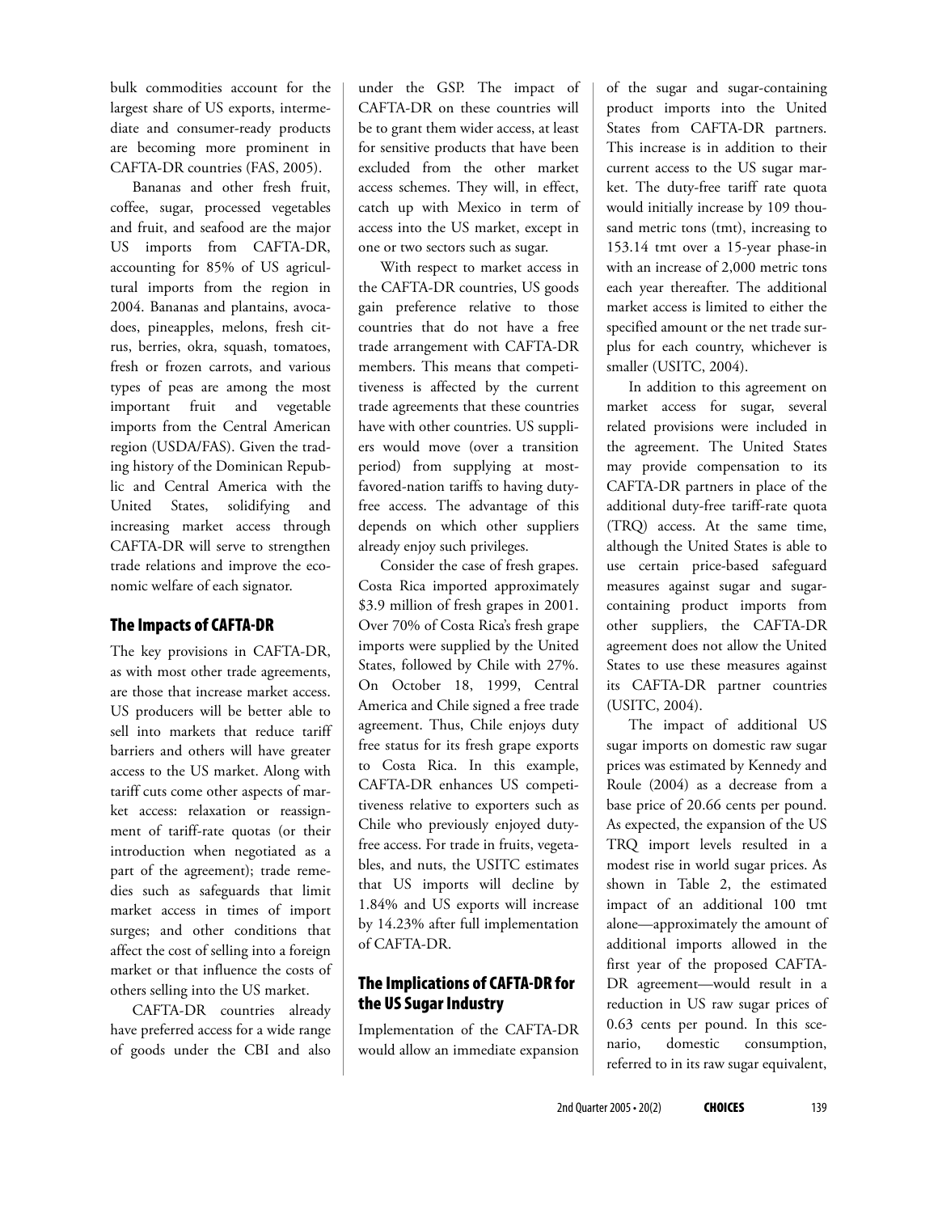bulk commodities account for the largest share of US exports, intermediate and consumer-ready products are becoming more prominent in CAFTA-DR countries (FAS, 2005).

Bananas and other fresh fruit, coffee, sugar, processed vegetables and fruit, and seafood are the major US imports from CAFTA-DR, accounting for 85% of US agricultural imports from the region in 2004. Bananas and plantains, avocadoes, pineapples, melons, fresh citrus, berries, okra, squash, tomatoes, fresh or frozen carrots, and various types of peas are among the most important fruit and vegetable imports from the Central American region (USDA/FAS). Given the trading history of the Dominican Republic and Central America with the United States, solidifying and increasing market access through CAFTA-DR will serve to strengthen trade relations and improve the economic welfare of each signator.

## The Impacts of CAFTA-DR

The key provisions in CAFTA-DR, as with most other trade agreements, are those that increase market access. US producers will be better able to sell into markets that reduce tariff barriers and others will have greater access to the US market. Along with tariff cuts come other aspects of market access: relaxation or reassignment of tariff-rate quotas (or their introduction when negotiated as a part of the agreement); trade remedies such as safeguards that limit market access in times of import surges; and other conditions that affect the cost of selling into a foreign market or that influence the costs of others selling into the US market.

CAFTA-DR countries already have preferred access for a wide range of goods under the CBI and also under the GSP. The impact of CAFTA-DR on these countries will be to grant them wider access, at least for sensitive products that have been excluded from the other market access schemes. They will, in effect, catch up with Mexico in term of access into the US market, except in one or two sectors such as sugar.

With respect to market access in the CAFTA-DR countries, US goods gain preference relative to those countries that do not have a free trade arrangement with CAFTA-DR members. This means that competitiveness is affected by the current trade agreements that these countries have with other countries. US suppliers would move (over a transition period) from supplying at most-favored-nation tariffs to having duty-free access. The advantage of this depends on which other suppliers already enjoy such privileges.

Consider the case of fresh grapes. Costa Rica imported approximately $3.9 million of fresh grapes in 2001. Over 70% of Costa Rica's fresh grape imports were supplied by the United States, followed by Chile with 27%. On October 18, 1999, Central America and Chile signed a free trade agreement. Thus, Chile enjoys duty free status for its fresh grape exports to Costa Rica. In this example, CAFTA-DR enhances US competitiveness relative to exporters such as Chile who previously enjoyed duty-free access. For trade in fruits, vegetables, and nuts, the USITC estimates that US imports will decline by 1.84% and US exports will increase by 14.23% after full implementation of CAFTA-DR.

## The Implications of CAFTA-DR for the US Sugar Industry

Implementation of the CAFTA-DR would allow an immediate expansion of the sugar and sugar-containing product imports into the United States from CAFTA-DR partners. This increase is in addition to their current access to the US sugar market. The duty-free tariff rate quota would initially increase by 109 thousand metric tons (tmt), increasing to 153.14 tmt over a 15-year phase-in with an increase of 2,000 metric tons each year thereafter. The additional market access is limited to either the specified amount or the net trade surplus for each country, whichever is smaller (USITC, 2004).

In addition to this agreement on market access for sugar, several related provisions were included in the agreement. The United States may provide compensation to its CAFTA-DR partners in place of the additional duty-free tariff-rate quota (TRQ) access. At the same time, although the United States is able to use certain price-based safeguard measures against sugar and sugar-containing product imports from other suppliers, the CAFTA-DR agreement does not allow the United States to use these measures against its CAFTA-DR partner countries (USITC, 2004).

The impact of additional US sugar imports on domestic raw sugar prices was estimated by Kennedy and Roule (2004) as a decrease from a base price of 20.66 cents per pound. As expected, the expansion of the US TRQ import levels resulted in a modest rise in world sugar prices. As shown in Table 2, the estimated impact of an additional 100 tmt alone—approximately the amount of additional imports allowed in the first year of the proposed CAFTA-DR agreement—would result in a reduction in US raw sugar prices of 0.63 cents per pound. In this scenario, domestic consumption, referred to in its raw sugar equivalent,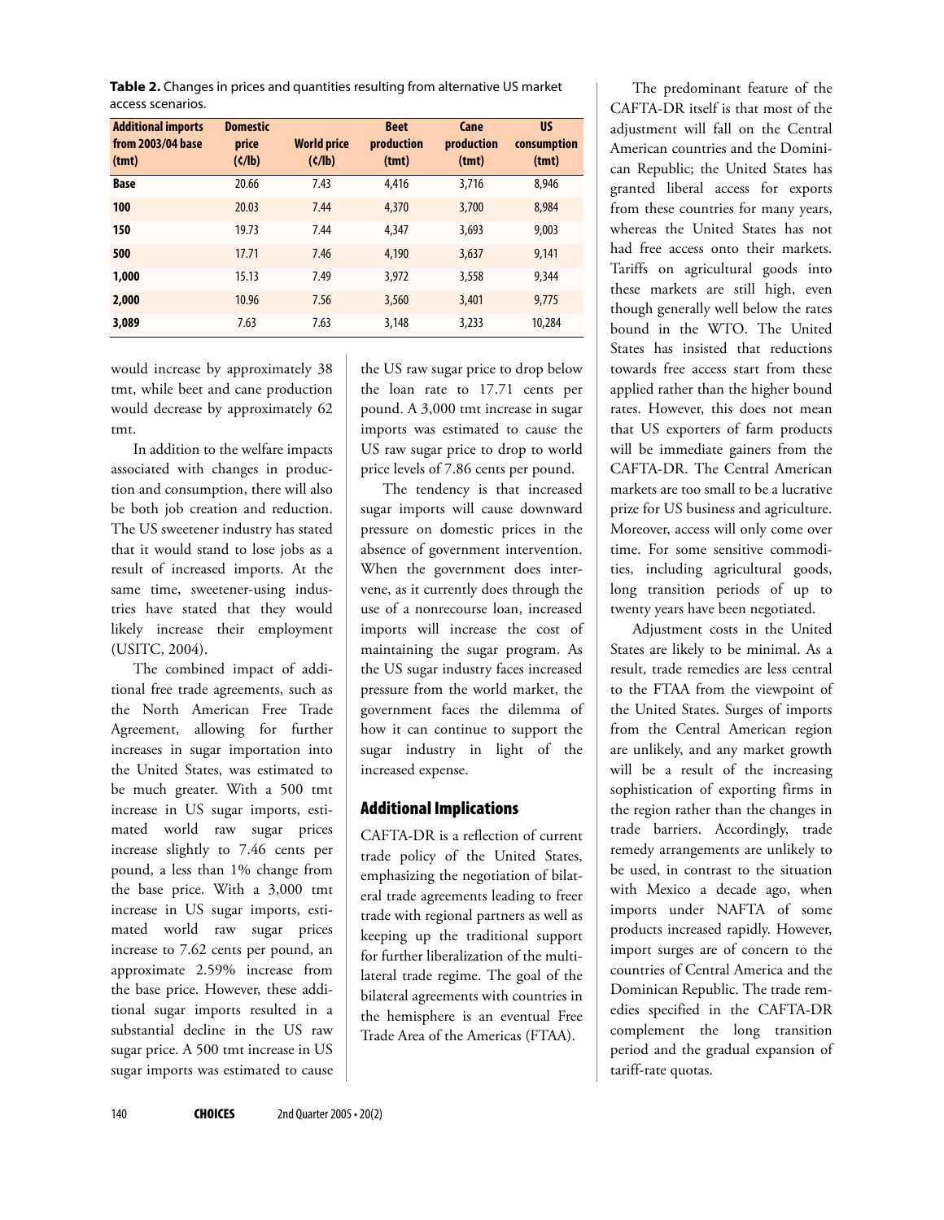**Table 2.** Changes in prices and quantities resulting from alternative US market access scenarios.

| Additional imports from 2003/04 base (tmt) | Domestic price (¢/lb) | World price (¢/lb) | Beet production (tmt) | Cane production (tmt) | US consumption (tmt) |
|---|---|---|---|---|---|
| **Base** | 20.66 | 7.43 | 4,416 | 3,716 | 8,946 |
| **100** | 20.03 | 7.44 | 4,370 | 3,700 | 8,984 |
| **150** | 19.73 | 7.44 | 4,347 | 3,693 | 9,003 |
| **500** | 17.71 | 7.46 | 4,190 | 3,637 | 9,141 |
| **1,000** | 15.13 | 7.49 | 3,972 | 3,558 | 9,344 |
| **2,000** | 10.96 | 7.56 | 3,560 | 3,401 | 9,775 |
| **3,089** | 7.63 | 7.63 | 3,148 | 3,233 | 10,284 |

would increase by approximately 38 tmt, while beet and cane production would decrease by approximately 62 tmt.

In addition to the welfare impacts associated with changes in production and consumption, there will also be both job creation and reduction. The US sweetener industry has stated that it would stand to lose jobs as a result of increased imports. At the same time, sweetener-using industries have stated that they would likely increase their employment (USITC, 2004).

The combined impact of additional free trade agreements, such as the North American Free Trade Agreement, allowing for further increases in sugar importation into the United States, was estimated to be much greater. With a 500 tmt increase in US sugar imports, estimated world raw sugar prices increase slightly to 7.46 cents per pound, a less than 1% change from the base price. With a 3,000 tmt increase in US sugar imports, estimated world raw sugar prices increase to 7.62 cents per pound, an approximate 2.59% increase from the base price. However, these additional sugar imports resulted in a substantial decline in the US raw sugar price. A 500 tmt increase in US sugar imports was estimated to cause the US raw sugar price to drop below the loan rate to 17.71 cents per pound. A 3,000 tmt increase in sugar imports was estimated to cause the US raw sugar price to drop to world price levels of 7.86 cents per pound.

The tendency is that increased sugar imports will cause downward pressure on domestic prices in the absence of government intervention. When the government does intervene, as it currently does through the use of a nonrecourse loan, increased imports will increase the cost of maintaining the sugar program. As the US sugar industry faces increased pressure from the world market, the government faces the dilemma of how it can continue to support the sugar industry in light of the increased expense.

## Additional Implications

CAFTA-DR is a reflection of current trade policy of the United States, emphasizing the negotiation of bilateral trade agreements leading to freer trade with regional partners as well as keeping up the traditional support for further liberalization of the multilateral trade regime. The goal of the bilateral agreements with countries in the hemisphere is an eventual Free Trade Area of the Americas (FTAA).

The predominant feature of the CAFTA-DR itself is that most of the adjustment will fall on the Central American countries and the Dominican Republic; the United States has granted liberal access for exports from these countries for many years, whereas the United States has not had free access onto their markets. Tariffs on agricultural goods into these markets are still high, even though generally well below the rates bound in the WTO. The United States has insisted that reductions towards free access start from these applied rather than the higher bound rates. However, this does not mean that US exporters of farm products will be immediate gainers from the CAFTA-DR. The Central American markets are too small to be a lucrative prize for US business and agriculture. Moreover, access will only come over time. For some sensitive commodities, including agricultural goods, long transition periods of up to twenty years have been negotiated.

Adjustment costs in the United States are likely to be minimal. As a result, trade remedies are less central to the FTAA from the viewpoint of the United States. Surges of imports from the Central American region are unlikely, and any market growth will be a result of the increasing sophistication of exporting firms in the region rather than the changes in trade barriers. Accordingly, trade remedy arrangements are unlikely to be used, in contrast to the situation with Mexico a decade ago, when imports under NAFTA of some products increased rapidly. However, import surges are of concern to the countries of Central America and the Dominican Republic. The trade remedies specified in the CAFTA-DR complement the long transition period and the gradual expansion of tariff-rate quotas.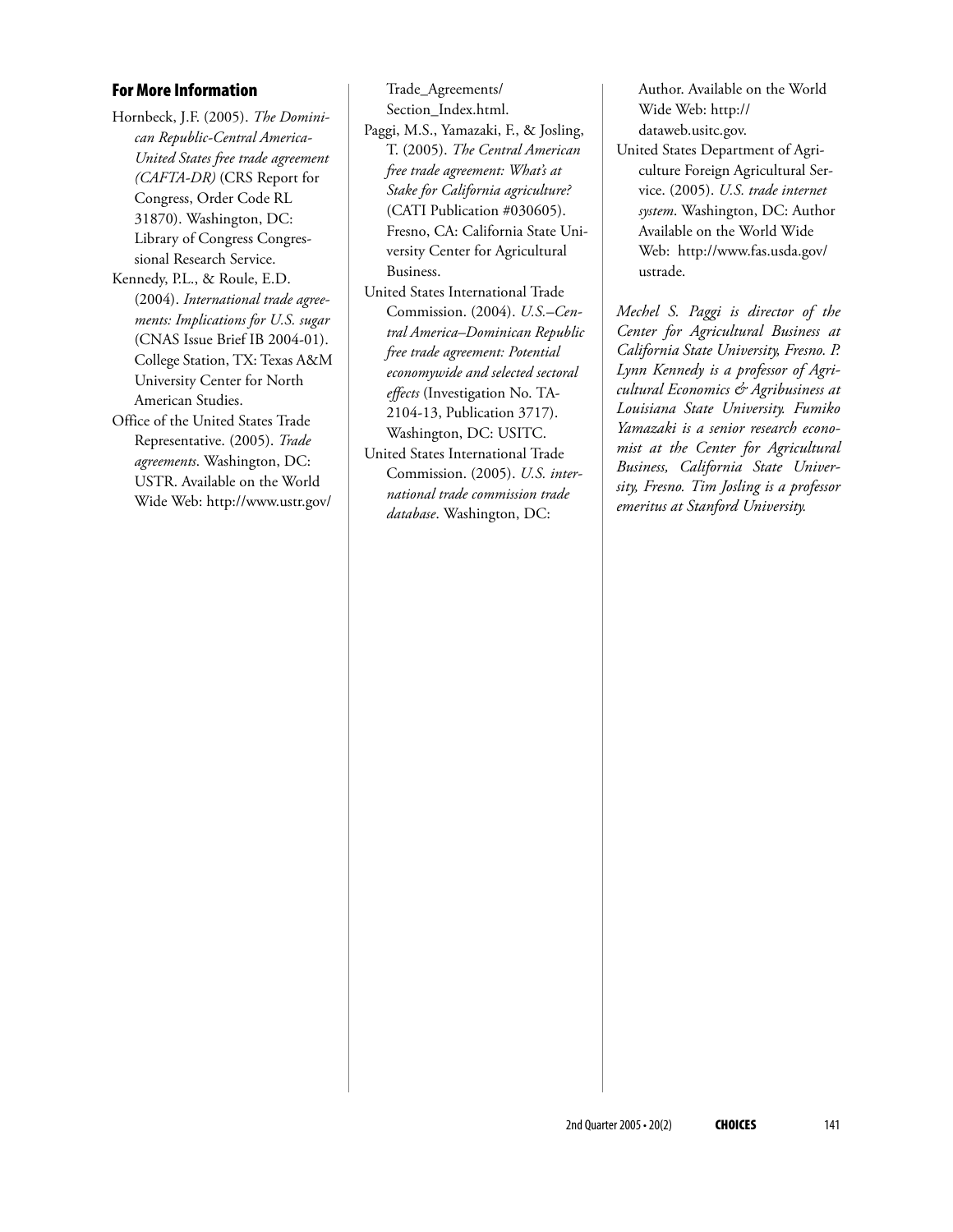## For More Information

Hornbeck, J.F. (2005). *The Dominican Republic-Central America-United States free trade agreement (CAFTA-DR)* (CRS Report for Congress, Order Code RL 31870). Washington, DC: Library of Congress Congressional Research Service.

Kennedy, P.L., & Roule, E.D. (2004). *International trade agreements: Implications for U.S. sugar* (CNAS Issue Brief IB 2004-01). College Station, TX: Texas A&M University Center for North American Studies.

Office of the United States Trade Representative. (2005). *Trade agreements*. Washington, DC: USTR. Available on the World Wide Web: http://www.ustr.gov/Trade_Agreements/Section_Index.html.

Paggi, M.S., Yamazaki, F., & Josling, T. (2005). *The Central American free trade agreement: What's at Stake for California agriculture?* (CATI Publication #030605). Fresno, CA: California State University Center for Agricultural Business.

United States International Trade Commission. (2004). *U.S.–Central America–Dominican Republic free trade agreement: Potential economywide and selected sectoral effects* (Investigation No. TA-2104-13, Publication 3717). Washington, DC: USITC.

United States International Trade Commission. (2005). *U.S. international trade commission trade database*. Washington, DC: Author. Available on the World Wide Web: http://dataweb.usitc.gov.

United States Department of Agriculture Foreign Agricultural Service. (2005). *U.S. trade internet system*. Washington, DC: Author Available on the World Wide Web: http://www.fas.usda.gov/ustrade.

*Mechel S. Paggi is director of the Center for Agricultural Business at California State University, Fresno. P. Lynn Kennedy is a professor of Agricultural Economics & Agribusiness at Louisiana State University. Fumiko Yamazaki is a senior research economist at the Center for Agricultural Business, California State University, Fresno. Tim Josling is a professor emeritus at Stanford University.*